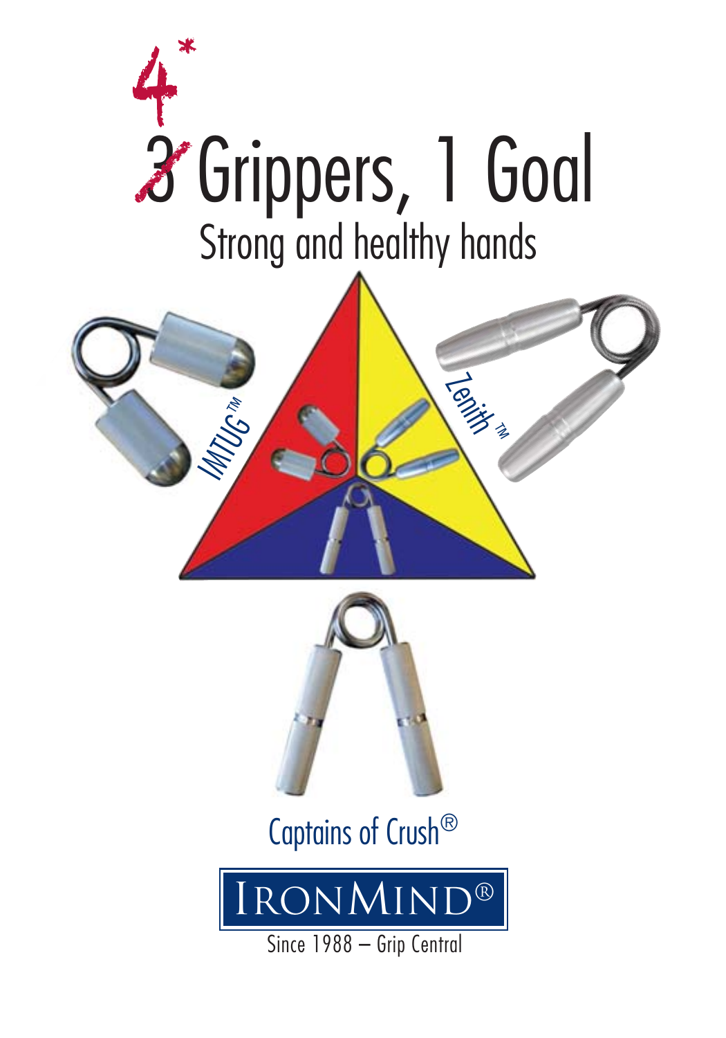# ~~3~~ 4* Grippers, 1 Goal

## Strong and healthy hands

IMTUG™

Zenith™

Captains of Crush®

IRONMIND®

Since 1988 – Grip Central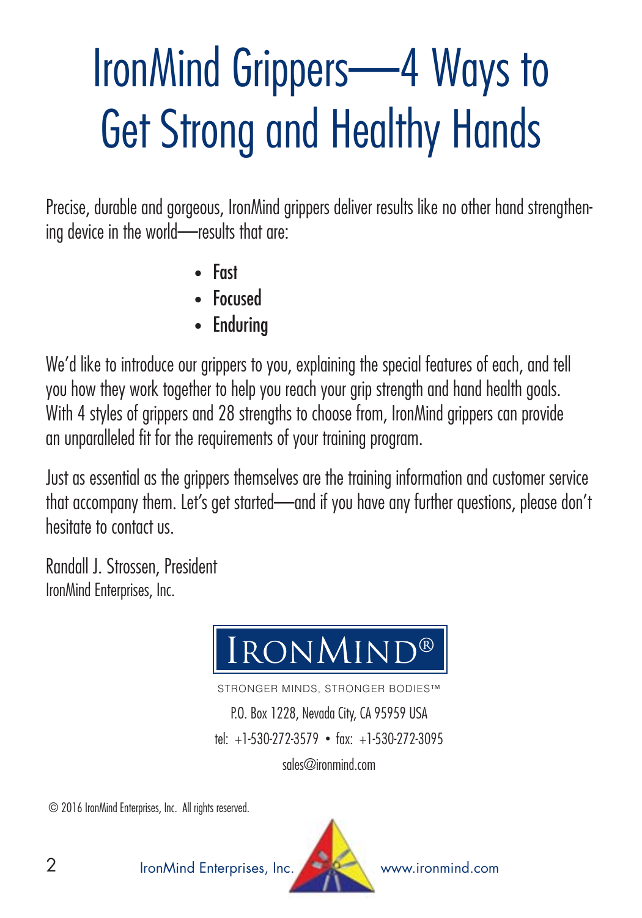# IronMind Grippers—4 Ways to Get Strong and Healthy Hands

Precise, durable and gorgeous, IronMind grippers deliver results like no other hand strengthening device in the world—results that are:

- **Fast**
- **Focused**
- **Enduring**

We'd like to introduce our grippers to you, explaining the special features of each, and tell you how they work together to help you reach your grip strength and hand health goals. With 4 styles of grippers and 28 strengths to choose from, IronMind grippers can provide an unparalleled fit for the requirements of your training program.

Just as essential as the grippers themselves are the training information and customer service that accompany them. Let's get started—and if you have any further questions, please don't hesitate to contact us.

Randall J. Strossen, President
IronMind Enterprises, Inc.

IRONMIND®

STRONGER MINDS, STRONGER BODIES™

P.O. Box 1228, Nevada City, CA 95959 USA

tel: +1-530-272-3579 • fax: +1-530-272-3095

sales@ironmind.com

© 2016 IronMind Enterprises, Inc. All rights reserved.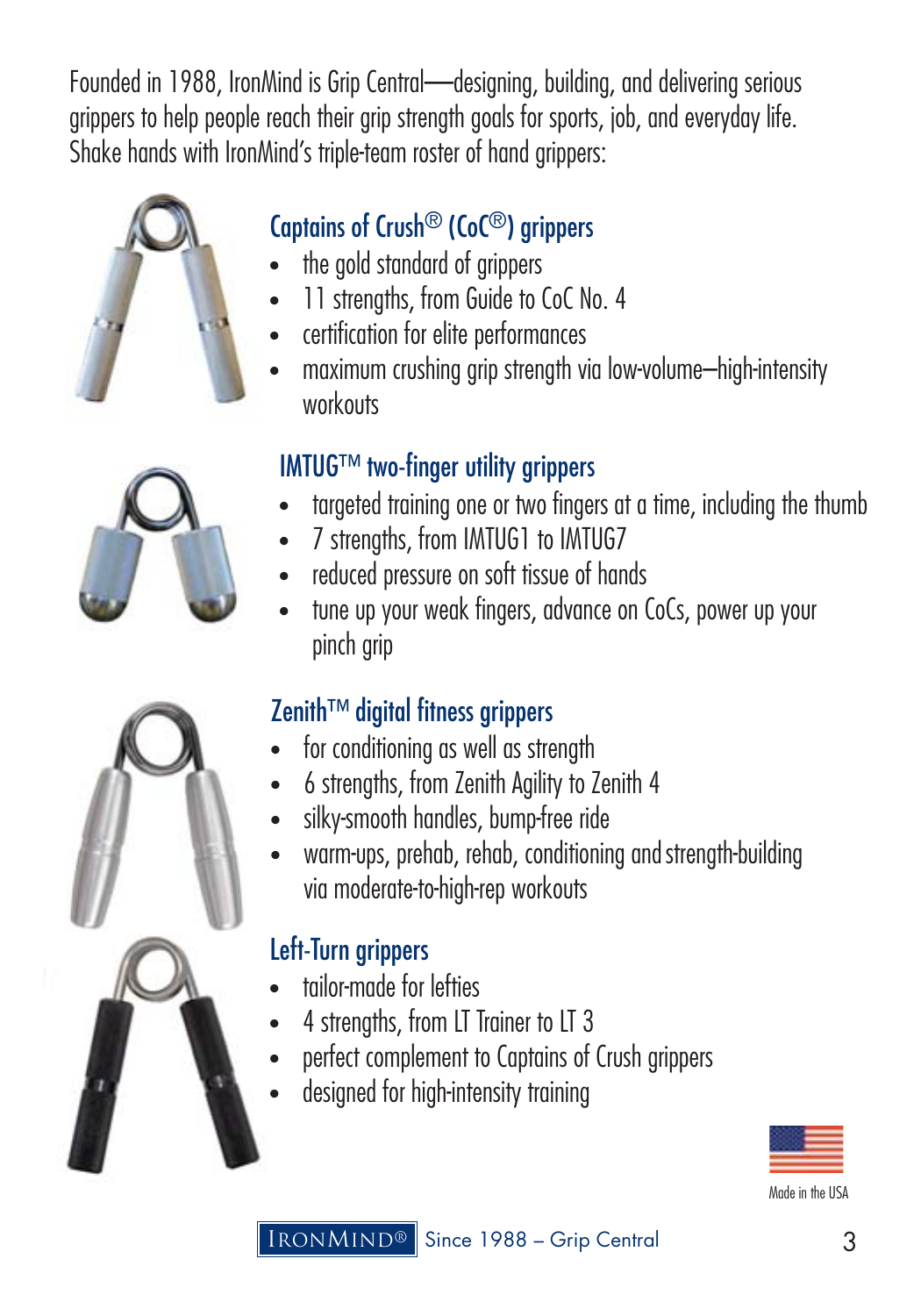Founded in 1988, IronMind is Grip Central—designing, building, and delivering serious grippers to help people reach their grip strength goals for sports, job, and everyday life. Shake hands with IronMind's triple-team roster of hand grippers:

## Captains of Crush® (CoC®) grippers

- the gold standard of grippers
- 11 strengths, from Guide to CoC No. 4
- certification for elite performances
- maximum crushing grip strength via low-volume—high-intensity workouts

## IMTUG™ two-finger utility grippers

- targeted training one or two fingers at a time, including the thumb
- 7 strengths, from IMTUG1 to IMTUG7
- reduced pressure on soft tissue of hands
- tune up your weak fingers, advance on CoCs, power up your pinch grip

## Zenith™ digital fitness grippers

- for conditioning as well as strength
- 6 strengths, from Zenith Agility to Zenith 4
- silky-smooth handles, bump-free ride
- warm-ups, prehab, rehab, conditioning and strength-building via moderate-to-high-rep workouts

## Left-Turn grippers

- tailor-made for lefties
- 4 strengths, from LT Trainer to LT 3
- perfect complement to Captains of Crush grippers
- designed for high-intensity training

Made in the USA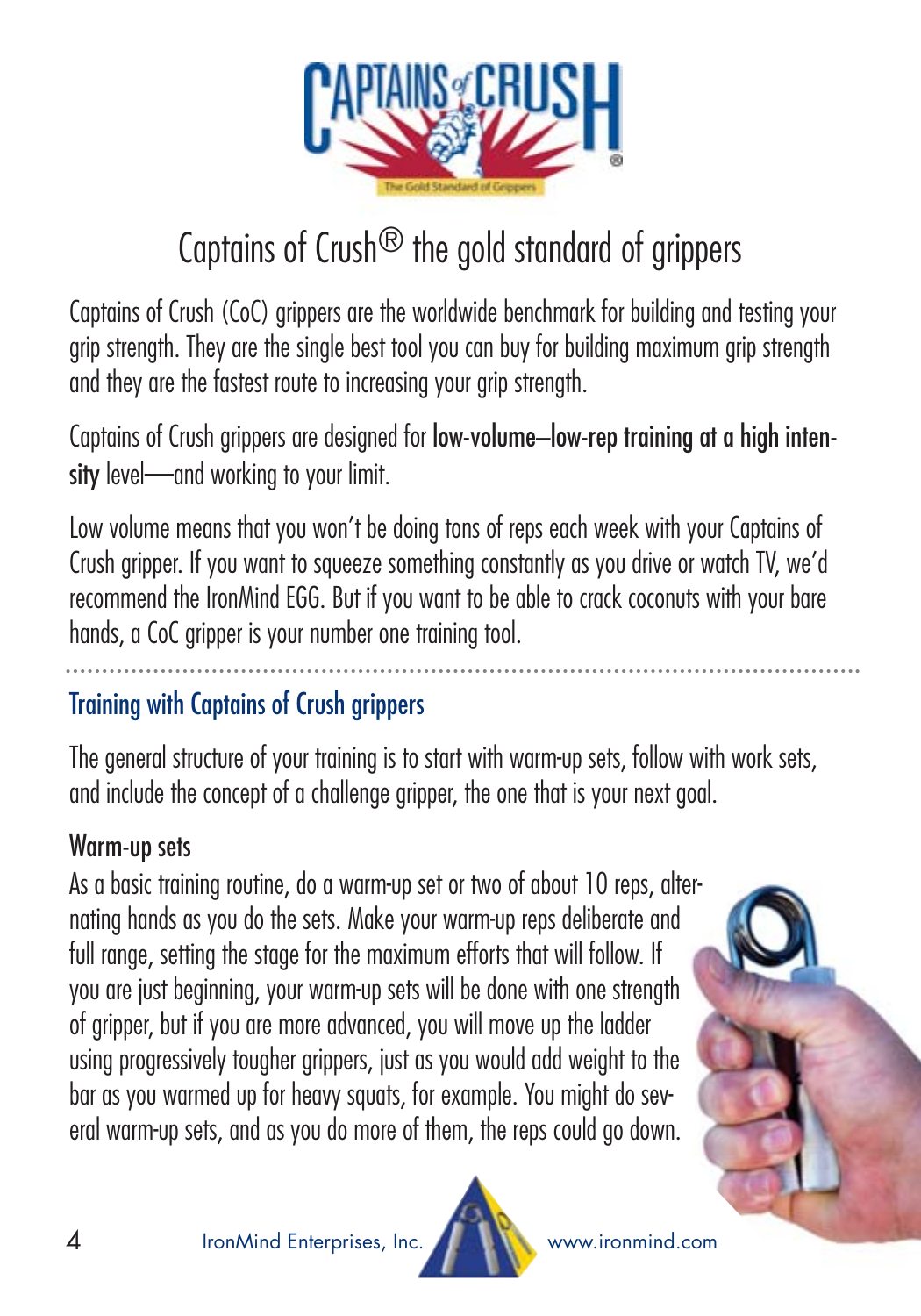# Captains of Crush® the gold standard of grippers

Captains of Crush (CoC) grippers are the worldwide benchmark for building and testing your grip strength. They are the single best tool you can buy for building maximum grip strength and they are the fastest route to increasing your grip strength.

Captains of Crush grippers are designed for **low-volume–low-rep training at a high intensity** level—and working to your limit.

Low volume means that you won't be doing tons of reps each week with your Captains of Crush gripper. If you want to squeeze something constantly as you drive or watch TV, we'd recommend the IronMind EGG. But if you want to be able to crack coconuts with your bare hands, a CoC gripper is your number one training tool.

## Training with Captains of Crush grippers

The general structure of your training is to start with warm-up sets, follow with work sets, and include the concept of a challenge gripper, the one that is your next goal.

### Warm-up sets

As a basic training routine, do a warm-up set or two of about 10 reps, alternating hands as you do the sets. Make your warm-up reps deliberate and full range, setting the stage for the maximum efforts that will follow. If you are just beginning, your warm-up sets will be done with one strength of gripper, but if you are more advanced, you will move up the ladder using progressively tougher grippers, just as you would add weight to the bar as you warmed up for heavy squats, for example. You might do several warm-up sets, and as you do more of them, the reps could go down.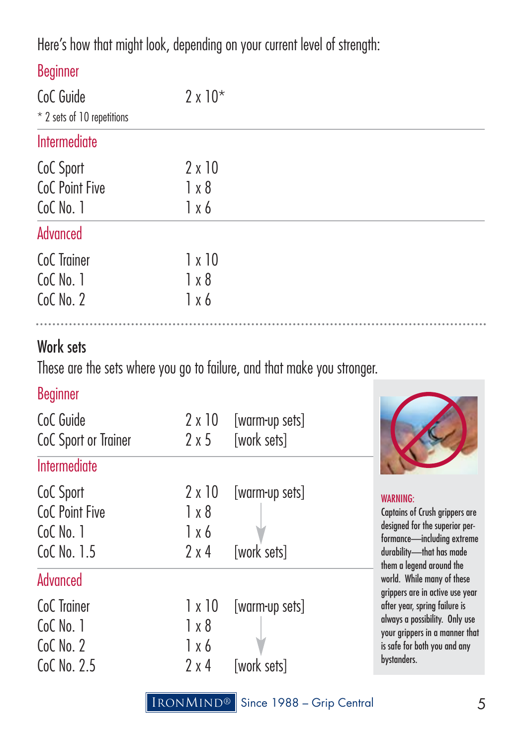Here's how that might look, depending on your current level of strength:

### Beginner

| | |
|---|---|
| CoC Guide | 2 x 10* |

* 2 sets of 10 repetitions

### Intermediate

| | |
|---|---|
| CoC Sport | 2 x 10 |
| CoC Point Five | 1 x 8 |
| CoC No. 1 | 1 x 6 |

### Advanced

| | |
|---|---|
| CoC Trainer | 1 x 10 |
| CoC No. 1 | 1 x 8 |
| CoC No. 2 | 1 x 6 |

## Work sets

These are the sets where you go to failure, and that make you stronger.

### Beginner

| | | |
|---|---|---|
| CoC Guide | 2 x 10 | [warm-up sets] |
| CoC Sport or Trainer | 2 x 5 | [work sets] |

### Intermediate

| | | |
|---|---|---|
| CoC Sport | 2 x 10 | [warm-up sets] |
| CoC Point Five | 1 x 8 | ↓ |
| CoC No. 1 | 1 x 6 | ↓ |
| CoC No. 1.5 | 2 x 4 | [work sets] |

### Advanced

| | | |
|---|---|---|
| CoC Trainer | 1 x 10 | [warm-up sets] |
| CoC No. 1 | 1 x 8 | ↓ |
| CoC No. 2 | 1 x 6 | ↓ |
| CoC No. 2.5 | 2 x 4 | [work sets] |

WARNING: Captains of Crush grippers are designed for the superior performance—including extreme durability—that has made them a legend around the world. While many of these grippers are in active use year after year, spring failure is always a possibility. Only use your grippers in a manner that is safe for both you and any bystanders.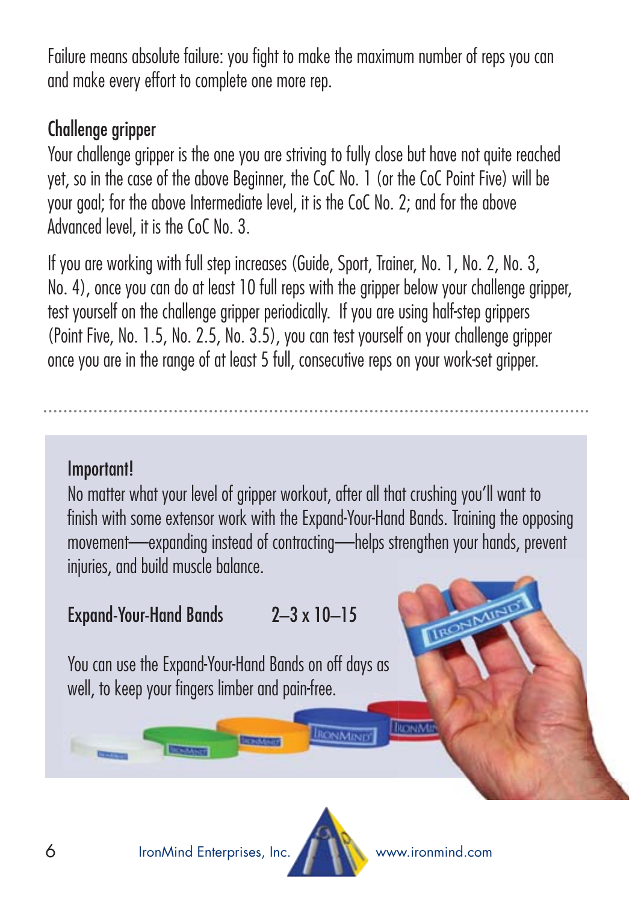Failure means absolute failure: you fight to make the maximum number of reps you can and make every effort to complete one more rep.

### Challenge gripper

Your challenge gripper is the one you are striving to fully close but have not quite reached yet, so in the case of the above Beginner, the CoC No. 1 (or the CoC Point Five) will be your goal; for the above Intermediate level, it is the CoC No. 2; and for the above Advanced level, it is the CoC No. 3.

If you are working with full step increases (Guide, Sport, Trainer, No. 1, No. 2, No. 3, No. 4), once you can do at least 10 full reps with the gripper below your challenge gripper, test yourself on the challenge gripper periodically. If you are using half-step grippers (Point Five, No. 1.5, No. 2.5, No. 3.5), you can test yourself on your challenge gripper once you are in the range of at least 5 full, consecutive reps on your work-set gripper.

---

### Important!

No matter what your level of gripper workout, after all that crushing you'll want to finish with some extensor work with the Expand-Your-Hand Bands. Training the opposing movement—expanding instead of contracting—helps strengthen your hands, prevent injuries, and build muscle balance.

Expand-Your-Hand Bands 2–3 x 10–15

You can use the Expand-Your-Hand Bands on off days as well, to keep your fingers limber and pain-free.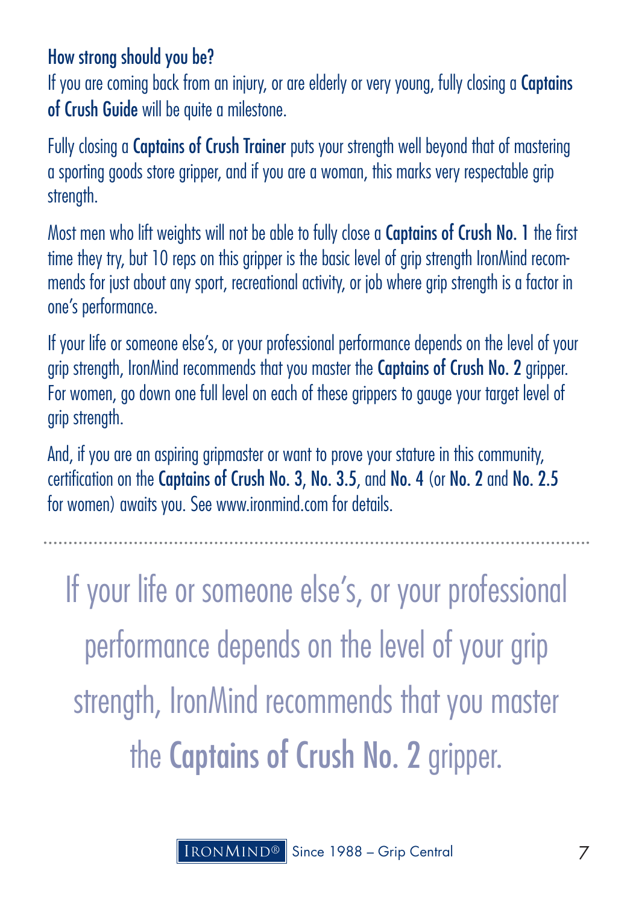### How strong should you be?

If you are coming back from an injury, or are elderly or very young, fully closing a **Captains of Crush Guide** will be quite a milestone.

Fully closing a **Captains of Crush Trainer** puts your strength well beyond that of mastering a sporting goods store gripper, and if you are a woman, this marks very respectable grip strength.

Most men who lift weights will not be able to fully close a **Captains of Crush No. 1** the first time they try, but 10 reps on this gripper is the basic level of grip strength IronMind recommends for just about any sport, recreational activity, or job where grip strength is a factor in one's performance.

If your life or someone else's, or your professional performance depends on the level of your grip strength, IronMind recommends that you master the **Captains of Crush No. 2** gripper. For women, go down one full level on each of these grippers to gauge your target level of grip strength.

And, if you are an aspiring gripmaster or want to prove your stature in this community, certification on the **Captains of Crush No. 3**, **No. 3.5**, and **No. 4** (or **No. 2** and **No. 2.5** for women) awaits you. See www.ironmind.com for details.

---

If your life or someone else's, or your professional performance depends on the level of your grip strength, IronMind recommends that you master the **Captains of Crush No. 2** gripper.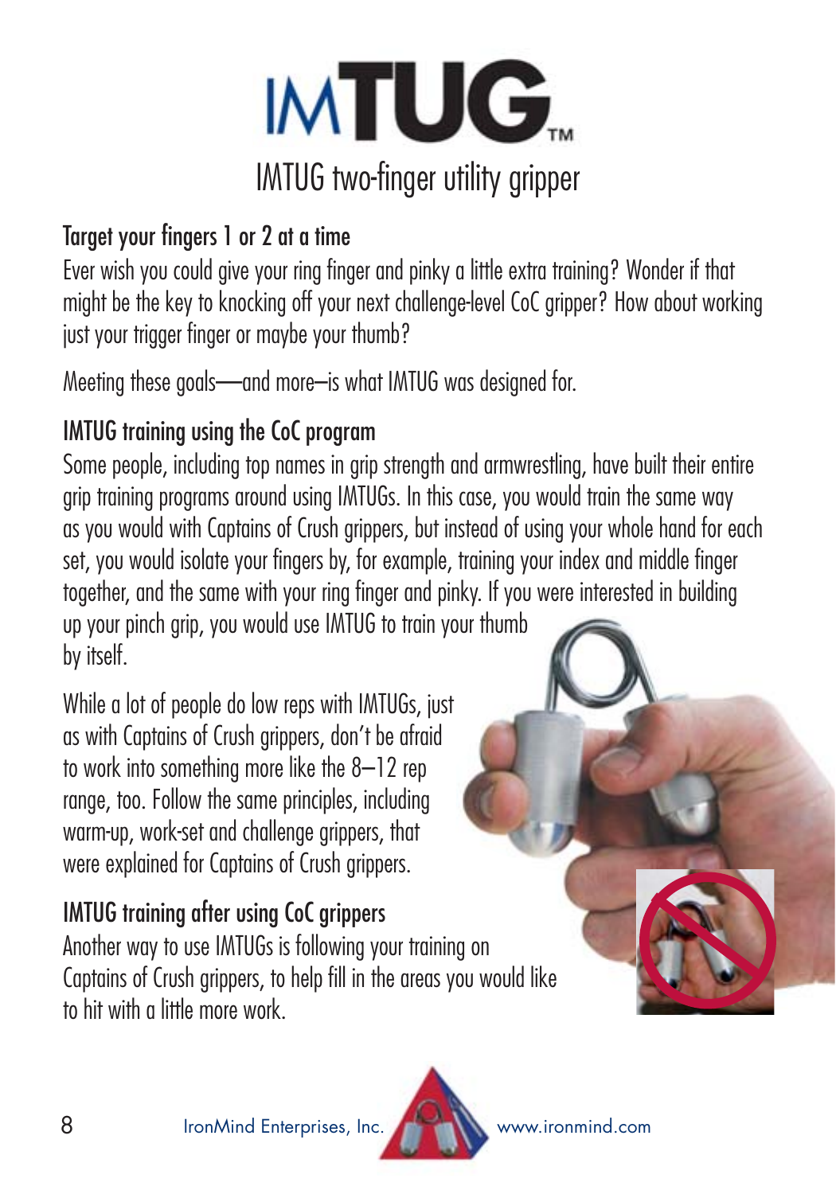# IMTUG™

## IMTUG two-finger utility gripper

### Target your fingers 1 or 2 at a time

Ever wish you could give your ring finger and pinky a little extra training? Wonder if that might be the key to knocking off your next challenge-level CoC gripper? How about working just your trigger finger or maybe your thumb?

Meeting these goals—and more–is what IMTUG was designed for.

### IMTUG training using the CoC program

Some people, including top names in grip strength and armwrestling, have built their entire grip training programs around using IMTUGs. In this case, you would train the same way as you would with Captains of Crush grippers, but instead of using your whole hand for each set, you would isolate your fingers by, for example, training your index and middle finger together, and the same with your ring finger and pinky. If you were interested in building up your pinch grip, you would use IMTUG to train your thumb by itself.

While a lot of people do low reps with IMTUGs, just as with Captains of Crush grippers, don't be afraid to work into something more like the 8–12 rep range, too. Follow the same principles, including warm-up, work-set and challenge grippers, that were explained for Captains of Crush grippers.

### IMTUG training after using CoC grippers

Another way to use IMTUGs is following your training on Captains of Crush grippers, to help fill in the areas you would like to hit with a little more work.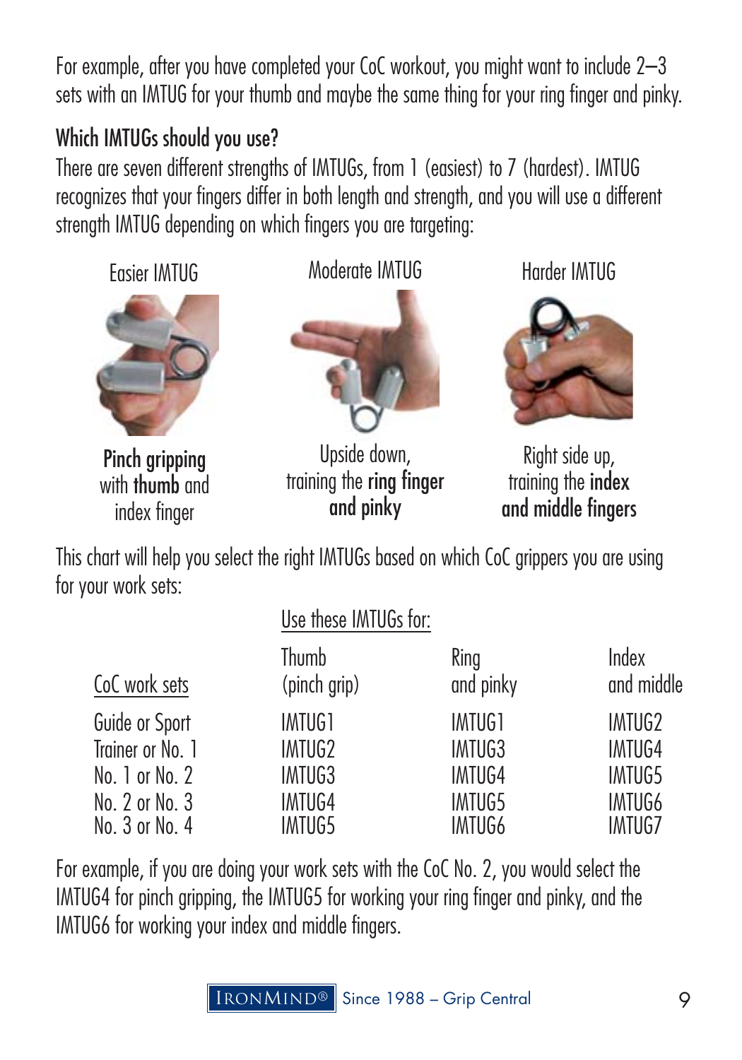For example, after you have completed your CoC workout, you might want to include 2–3 sets with an IMTUG for your thumb and maybe the same thing for your ring finger and pinky.

## Which IMTUGs should you use?

There are seven different strengths of IMTUGs, from 1 (easiest) to 7 (hardest). IMTUG recognizes that your fingers differ in both length and strength, and you will use a different strength IMTUG depending on which fingers you are targeting:

| Easier IMTUG | Moderate IMTUG | Harder IMTUG |
|---|---|---|
| **Pinch gripping** with **thumb** and index finger | Upside down, training the **ring finger and pinky** | Right side up, training the **index and middle fingers** |

This chart will help you select the right IMTUGs based on which CoC grippers you are using for your work sets:

| | Use these IMTUGs for: | | |
|---|---|---|---|
| CoC work sets | Thumb (pinch grip) | Ring and pinky | Index and middle |
| Guide or Sport | IMTUG1 | IMTUG1 | IMTUG2 |
| Trainer or No. 1 | IMTUG2 | IMTUG3 | IMTUG4 |
| No. 1 or No. 2 | IMTUG3 | IMTUG4 | IMTUG5 |
| No. 2 or No. 3 | IMTUG4 | IMTUG5 | IMTUG6 |
| No. 3 or No. 4 | IMTUG5 | IMTUG6 | IMTUG7 |

For example, if you are doing your work sets with the CoC No. 2, you would select the IMTUG4 for pinch gripping, the IMTUG5 for working your ring finger and pinky, and the IMTUG6 for working your index and middle fingers.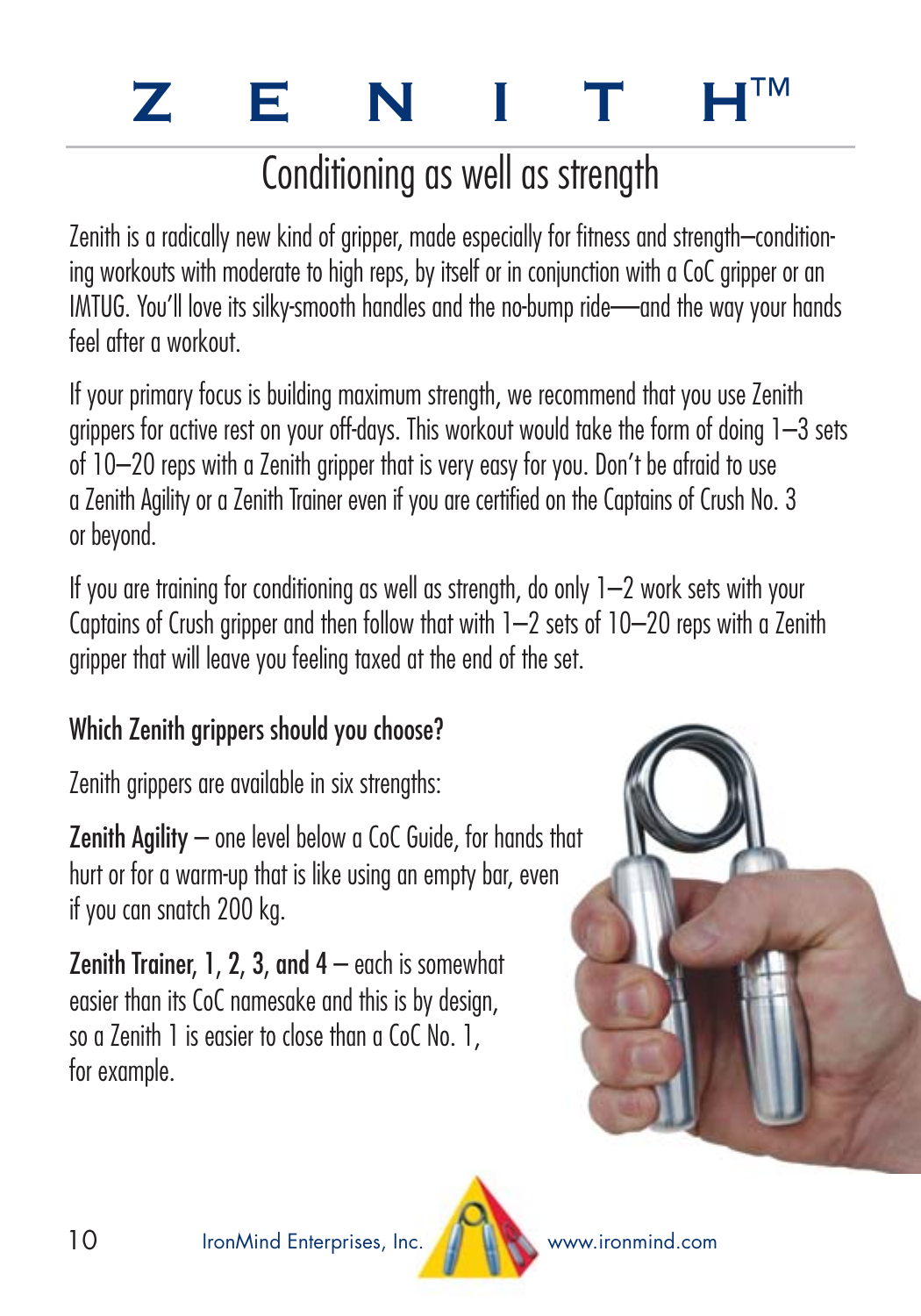# ZENITH™

## Conditioning as well as strength

Zenith is a radically new kind of gripper, made especially for fitness and strength–conditioning workouts with moderate to high reps, by itself or in conjunction with a CoC gripper or an IMTUG. You'll love its silky-smooth handles and the no-bump ride—and the way your hands feel after a workout.

If your primary focus is building maximum strength, we recommend that you use Zenith grippers for active rest on your off-days. This workout would take the form of doing 1–3 sets of 10–20 reps with a Zenith gripper that is very easy for you. Don't be afraid to use a Zenith Agility or a Zenith Trainer even if you are certified on the Captains of Crush No. 3 or beyond.

If you are training for conditioning as well as strength, do only 1–2 work sets with your Captains of Crush gripper and then follow that with 1–2 sets of 10–20 reps with a Zenith gripper that will leave you feeling taxed at the end of the set.

### Which Zenith grippers should you choose?

Zenith grippers are available in six strengths:

**Zenith Agility** – one level below a CoC Guide, for hands that hurt or for a warm-up that is like using an empty bar, even if you can snatch 200 kg.

**Zenith Trainer, 1, 2, 3, and 4** – each is somewhat easier than its CoC namesake and this is by design, so a Zenith 1 is easier to close than a CoC No. 1, for example.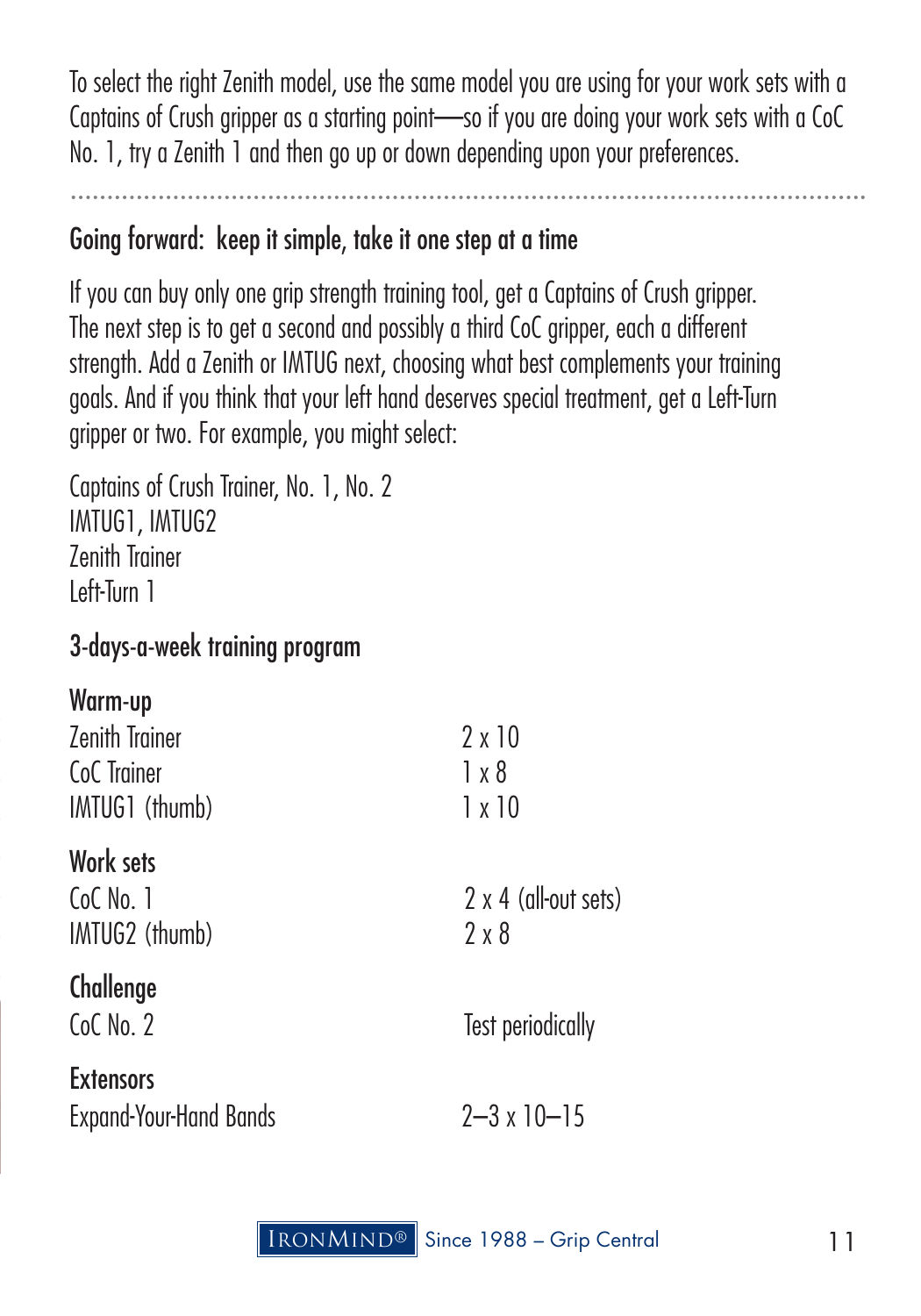To select the right Zenith model, use the same model you are using for your work sets with a Captains of Crush gripper as a starting point—so if you are doing your work sets with a CoC No. 1, try a Zenith 1 and then go up or down depending upon your preferences.

---

## Going forward: keep it simple, take it one step at a time

If you can buy only one grip strength training tool, get a Captains of Crush gripper. The next step is to get a second and possibly a third CoC gripper, each a different strength. Add a Zenith or IMTUG next, choosing what best complements your training goals. And if you think that your left hand deserves special treatment, get a Left-Turn gripper or two. For example, you might select:

Captains of Crush Trainer, No. 1, No. 2
IMTUG1, IMTUG2
Zenith Trainer
Left-Turn 1

## 3-days-a-week training program

**Warm-up**

| | |
|---|---|
| Zenith Trainer | 2 x 10 |
| CoC Trainer | 1 x 8 |
| IMTUG1 (thumb) | 1 x 10 |

**Work sets**

| | |
|---|---|
| CoC No. 1 | 2 x 4 (all-out sets) |
| IMTUG2 (thumb) | 2 x 8 |

**Challenge**

| | |
|---|---|
| CoC No. 2 | Test periodically |

**Extensors**

| | |
|---|---|
| Expand-Your-Hand Bands | 2–3 x 10–15 |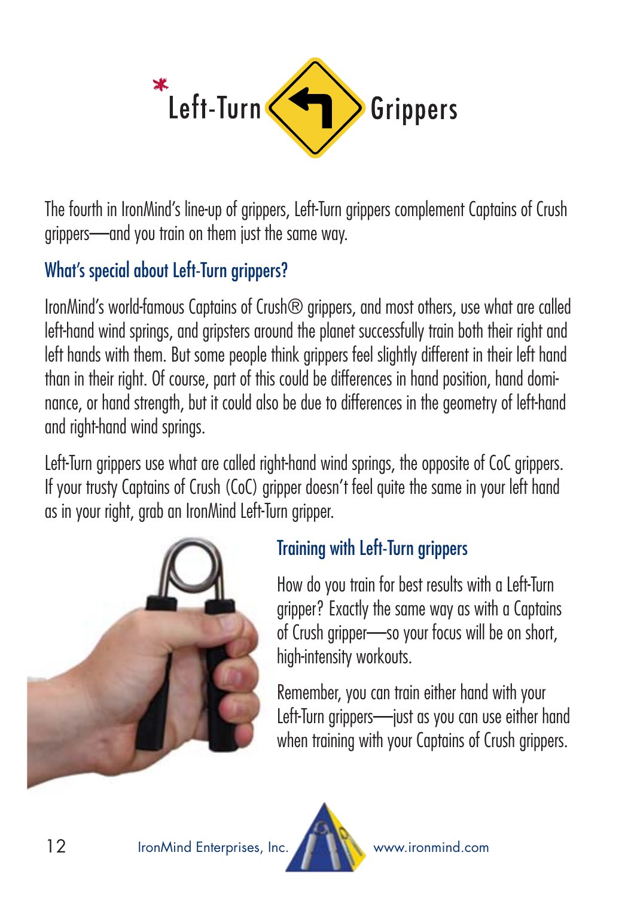# * Left-Turn Grippers

The fourth in IronMind's line-up of grippers, Left-Turn grippers complement Captains of Crush grippers—and you train on them just the same way.

## What's special about Left-Turn grippers?

IronMind's world-famous Captains of Crush® grippers, and most others, use what are called left-hand wind springs, and gripsters around the planet successfully train both their right and left hands with them. But some people think grippers feel slightly different in their left hand than in their right. Of course, part of this could be differences in hand position, hand dominance, or hand strength, but it could also be due to differences in the geometry of left-hand and right-hand wind springs.

Left-Turn grippers use what are called right-hand wind springs, the opposite of CoC grippers. If your trusty Captains of Crush (CoC) gripper doesn't feel quite the same in your left hand as in your right, grab an IronMind Left-Turn gripper.

## Training with Left-Turn grippers

How do you train for best results with a Left-Turn gripper? Exactly the same way as with a Captains of Crush gripper—so your focus will be on short, high-intensity workouts.

Remember, you can train either hand with your Left-Turn grippers—just as you can use either hand when training with your Captains of Crush grippers.

IronMind Enterprises, Inc. www.ironmind.com